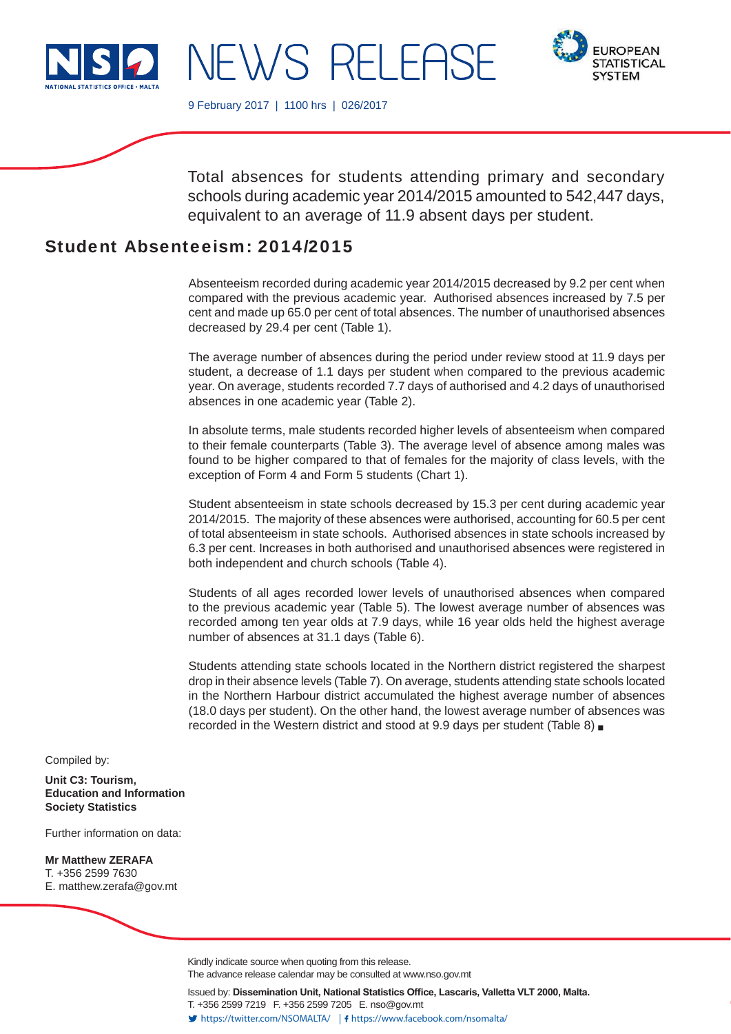# NEWS RELEASE

9 February 2017 | 1100 hrs | 026/2017

Total absences for students attending primary and secondary schools during academic year 2014/2015 amounted to 542,447 days, equivalent to an average of 11.9 absent days per student.

## Student Absenteeism: 2014/2015

Absenteeism recorded during academic year 2014/2015 decreased by 9.2 per cent when compared with the previous academic year. Authorised absences increased by 7.5 per cent and made up 65.0 per cent of total absences. The number of unauthorised absences decreased by 29.4 per cent (Table 1).

The average number of absences during the period under review stood at 11.9 days per student, a decrease of 1.1 days per student when compared to the previous academic year. On average, students recorded 7.7 days of authorised and 4.2 days of unauthorised absences in one academic year (Table 2).

In absolute terms, male students recorded higher levels of absenteeism when compared to their female counterparts (Table 3). The average level of absence among males was found to be higher compared to that of females for the majority of class levels, with the exception of Form 4 and Form 5 students (Chart 1).

Student absenteeism in state schools decreased by 15.3 per cent during academic year 2014/2015. The majority of these absences were authorised, accounting for 60.5 per cent of total absenteeism in state schools. Authorised absences in state schools increased by 6.3 per cent. Increases in both authorised and unauthorised absences were registered in both independent and church schools (Table 4).

Students of all ages recorded lower levels of unauthorised absences when compared to the previous academic year (Table 5). The lowest average number of absences was recorded among ten year olds at 7.9 days, while 16 year olds held the highest average number of absences at 31.1 days (Table 6).

Students attending state schools located in the Northern district registered the sharpest drop in their absence levels (Table 7). On average, students attending state schools located in the Northern Harbour district accumulated the highest average number of absences (18.0 days per student). On the other hand, the lowest average number of absences was recorded in the Western district and stood at 9.9 days per student (Table 8) ■

Compiled by:

**Unit C3: Tourism, Education and Information Society Statistics**

Further information on data:

**Mr Matthew ZERAFA**
T. +356 2599 7630
E. matthew.zerafa@gov.mt

Kindly indicate source when quoting from this release.
The advance release calendar may be consulted at www.nso.gov.mt

Issued by: **Dissemination Unit, National Statistics Office, Lascaris, Valletta VLT 2000, Malta.**
T. +356 2599 7219 F. +356 2599 7205 E. nso@gov.mt
https://twitter.com/NSOMALTA/ | https://www.facebook.com/nsomalta/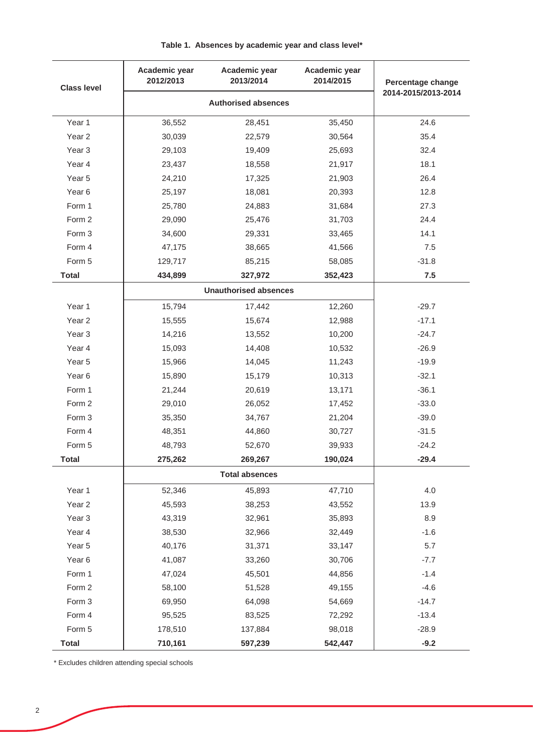**Table 1. Absences by academic year and class level***

| Class level | Academic year 2012/2013 | Academic year 2013/2014 | Academic year 2014/2015 | Percentage change 2014-2015/2013-2014 |
|---|---|---|---|---|
| | **Authorised absences** | | | |
| Year 1 | 36,552 | 28,451 | 35,450 | 24.6 |
| Year 2 | 30,039 | 22,579 | 30,564 | 35.4 |
| Year 3 | 29,103 | 19,409 | 25,693 | 32.4 |
| Year 4 | 23,437 | 18,558 | 21,917 | 18.1 |
| Year 5 | 24,210 | 17,325 | 21,903 | 26.4 |
| Year 6 | 25,197 | 18,081 | 20,393 | 12.8 |
| Form 1 | 25,780 | 24,883 | 31,684 | 27.3 |
| Form 2 | 29,090 | 25,476 | 31,703 | 24.4 |
| Form 3 | 34,600 | 29,331 | 33,465 | 14.1 |
| Form 4 | 47,175 | 38,665 | 41,566 | 7.5 |
| Form 5 | 129,717 | 85,215 | 58,085 | -31.8 |
| **Total** | **434,899** | **327,972** | **352,423** | **7.5** |
| | **Unauthorised absences** | | | |
| Year 1 | 15,794 | 17,442 | 12,260 | -29.7 |
| Year 2 | 15,555 | 15,674 | 12,988 | -17.1 |
| Year 3 | 14,216 | 13,552 | 10,200 | -24.7 |
| Year 4 | 15,093 | 14,408 | 10,532 | -26.9 |
| Year 5 | 15,966 | 14,045 | 11,243 | -19.9 |
| Year 6 | 15,890 | 15,179 | 10,313 | -32.1 |
| Form 1 | 21,244 | 20,619 | 13,171 | -36.1 |
| Form 2 | 29,010 | 26,052 | 17,452 | -33.0 |
| Form 3 | 35,350 | 34,767 | 21,204 | -39.0 |
| Form 4 | 48,351 | 44,860 | 30,727 | -31.5 |
| Form 5 | 48,793 | 52,670 | 39,933 | -24.2 |
| **Total** | **275,262** | **269,267** | **190,024** | **-29.4** |
| | **Total absences** | | | |
| Year 1 | 52,346 | 45,893 | 47,710 | 4.0 |
| Year 2 | 45,593 | 38,253 | 43,552 | 13.9 |
| Year 3 | 43,319 | 32,961 | 35,893 | 8.9 |
| Year 4 | 38,530 | 32,966 | 32,449 | -1.6 |
| Year 5 | 40,176 | 31,371 | 33,147 | 5.7 |
| Year 6 | 41,087 | 33,260 | 30,706 | -7.7 |
| Form 1 | 47,024 | 45,501 | 44,856 | -1.4 |
| Form 2 | 58,100 | 51,528 | 49,155 | -4.6 |
| Form 3 | 69,950 | 64,098 | 54,669 | -14.7 |
| Form 4 | 95,525 | 83,525 | 72,292 | -13.4 |
| Form 5 | 178,510 | 137,884 | 98,018 | -28.9 |
| **Total** | **710,161** | **597,239** | **542,447** | **-9.2** |

\* Excludes children attending special schools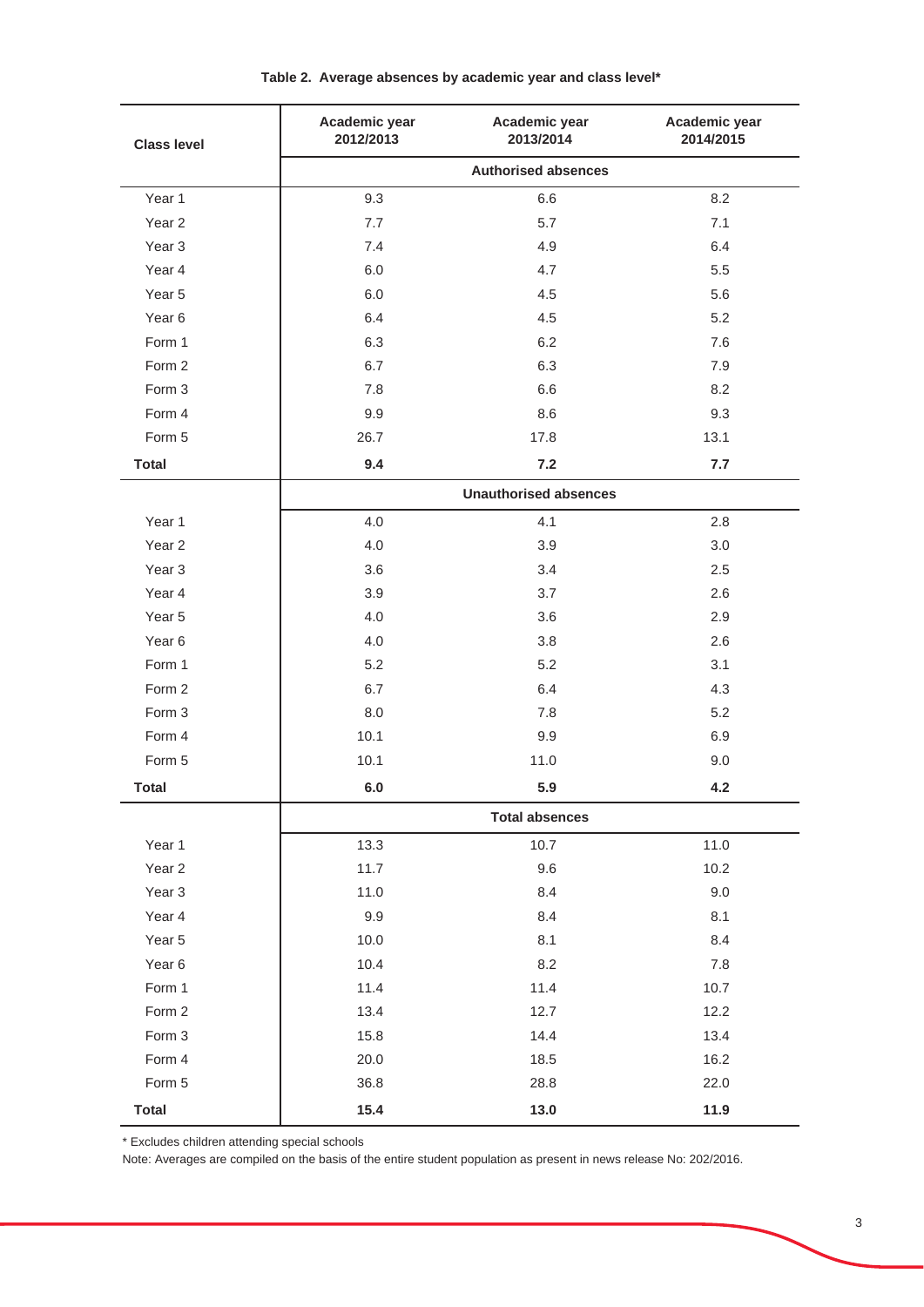**Table 2. Average absences by academic year and class level***

| Class level | Academic year 2012/2013 | Academic year 2013/2014 | Academic year 2014/2015 |
|---|---|---|---|
| | **Authorised absences** | | |
| Year 1 | 9.3 | 6.6 | 8.2 |
| Year 2 | 7.7 | 5.7 | 7.1 |
| Year 3 | 7.4 | 4.9 | 6.4 |
| Year 4 | 6.0 | 4.7 | 5.5 |
| Year 5 | 6.0 | 4.5 | 5.6 |
| Year 6 | 6.4 | 4.5 | 5.2 |
| Form 1 | 6.3 | 6.2 | 7.6 |
| Form 2 | 6.7 | 6.3 | 7.9 |
| Form 3 | 7.8 | 6.6 | 8.2 |
| Form 4 | 9.9 | 8.6 | 9.3 |
| Form 5 | 26.7 | 17.8 | 13.1 |
| **Total** | **9.4** | **7.2** | **7.7** |
| | **Unauthorised absences** | | |
| Year 1 | 4.0 | 4.1 | 2.8 |
| Year 2 | 4.0 | 3.9 | 3.0 |
| Year 3 | 3.6 | 3.4 | 2.5 |
| Year 4 | 3.9 | 3.7 | 2.6 |
| Year 5 | 4.0 | 3.6 | 2.9 |
| Year 6 | 4.0 | 3.8 | 2.6 |
| Form 1 | 5.2 | 5.2 | 3.1 |
| Form 2 | 6.7 | 6.4 | 4.3 |
| Form 3 | 8.0 | 7.8 | 5.2 |
| Form 4 | 10.1 | 9.9 | 6.9 |
| Form 5 | 10.1 | 11.0 | 9.0 |
| **Total** | **6.0** | **5.9** | **4.2** |
| | **Total absences** | | |
| Year 1 | 13.3 | 10.7 | 11.0 |
| Year 2 | 11.7 | 9.6 | 10.2 |
| Year 3 | 11.0 | 8.4 | 9.0 |
| Year 4 | 9.9 | 8.4 | 8.1 |
| Year 5 | 10.0 | 8.1 | 8.4 |
| Year 6 | 10.4 | 8.2 | 7.8 |
| Form 1 | 11.4 | 11.4 | 10.7 |
| Form 2 | 13.4 | 12.7 | 12.2 |
| Form 3 | 15.8 | 14.4 | 13.4 |
| Form 4 | 20.0 | 18.5 | 16.2 |
| Form 5 | 36.8 | 28.8 | 22.0 |
| **Total** | **15.4** | **13.0** | **11.9** |

* Excludes children attending special schools

Note: Averages are compiled on the basis of the entire student population as present in news release No: 202/2016.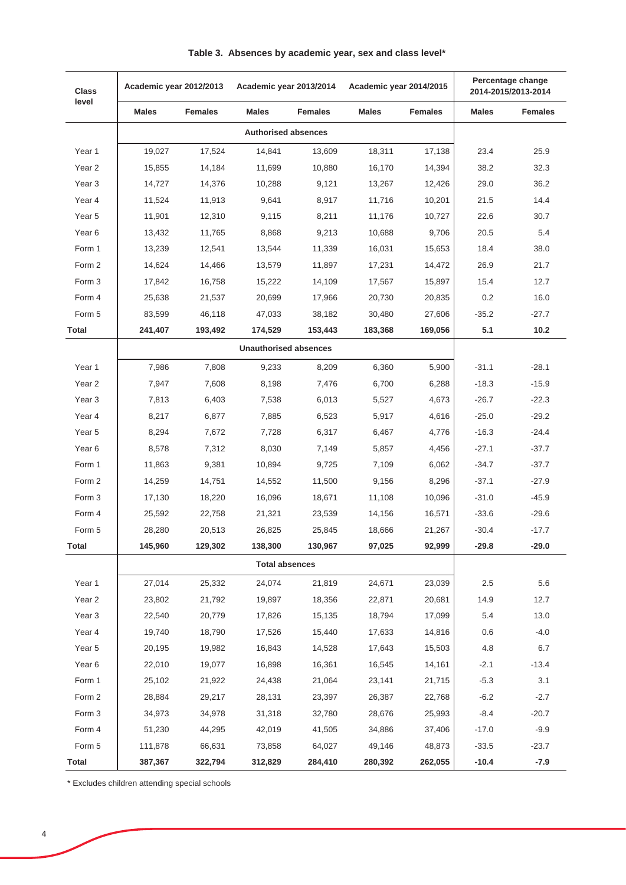**Table 3. Absences by academic year, sex and class level***

| Class level | Academic year 2012/2013 | | Academic year 2013/2014 | | Academic year 2014/2015 | | Percentage change 2014-2015/2013-2014 | |
|---|---|---|---|---|---|---|---|---|
| | **Males** | **Females** | **Males** | **Females** | **Males** | **Females** | **Males** | **Females** |
| | **Authorised absences** | | | | | | | |
| Year 1 | 19,027 | 17,524 | 14,841 | 13,609 | 18,311 | 17,138 | 23.4 | 25.9 |
| Year 2 | 15,855 | 14,184 | 11,699 | 10,880 | 16,170 | 14,394 | 38.2 | 32.3 |
| Year 3 | 14,727 | 14,376 | 10,288 | 9,121 | 13,267 | 12,426 | 29.0 | 36.2 |
| Year 4 | 11,524 | 11,913 | 9,641 | 8,917 | 11,716 | 10,201 | 21.5 | 14.4 |
| Year 5 | 11,901 | 12,310 | 9,115 | 8,211 | 11,176 | 10,727 | 22.6 | 30.7 |
| Year 6 | 13,432 | 11,765 | 8,868 | 9,213 | 10,688 | 9,706 | 20.5 | 5.4 |
| Form 1 | 13,239 | 12,541 | 13,544 | 11,339 | 16,031 | 15,653 | 18.4 | 38.0 |
| Form 2 | 14,624 | 14,466 | 13,579 | 11,897 | 17,231 | 14,472 | 26.9 | 21.7 |
| Form 3 | 17,842 | 16,758 | 15,222 | 14,109 | 17,567 | 15,897 | 15.4 | 12.7 |
| Form 4 | 25,638 | 21,537 | 20,699 | 17,966 | 20,730 | 20,835 | 0.2 | 16.0 |
| Form 5 | 83,599 | 46,118 | 47,033 | 38,182 | 30,480 | 27,606 | -35.2 | -27.7 |
| **Total** | **241,407** | **193,492** | **174,529** | **153,443** | **183,368** | **169,056** | **5.1** | **10.2** |
| | **Unauthorised absences** | | | | | | | |
| Year 1 | 7,986 | 7,808 | 9,233 | 8,209 | 6,360 | 5,900 | -31.1 | -28.1 |
| Year 2 | 7,947 | 7,608 | 8,198 | 7,476 | 6,700 | 6,288 | -18.3 | -15.9 |
| Year 3 | 7,813 | 6,403 | 7,538 | 6,013 | 5,527 | 4,673 | -26.7 | -22.3 |
| Year 4 | 8,217 | 6,877 | 7,885 | 6,523 | 5,917 | 4,616 | -25.0 | -29.2 |
| Year 5 | 8,294 | 7,672 | 7,728 | 6,317 | 6,467 | 4,776 | -16.3 | -24.4 |
| Year 6 | 8,578 | 7,312 | 8,030 | 7,149 | 5,857 | 4,456 | -27.1 | -37.7 |
| Form 1 | 11,863 | 9,381 | 10,894 | 9,725 | 7,109 | 6,062 | -34.7 | -37.7 |
| Form 2 | 14,259 | 14,751 | 14,552 | 11,500 | 9,156 | 8,296 | -37.1 | -27.9 |
| Form 3 | 17,130 | 18,220 | 16,096 | 18,671 | 11,108 | 10,096 | -31.0 | -45.9 |
| Form 4 | 25,592 | 22,758 | 21,321 | 23,539 | 14,156 | 16,571 | -33.6 | -29.6 |
| Form 5 | 28,280 | 20,513 | 26,825 | 25,845 | 18,666 | 21,267 | -30.4 | -17.7 |
| **Total** | **145,960** | **129,302** | **138,300** | **130,967** | **97,025** | **92,999** | **-29.8** | **-29.0** |
| | **Total absences** | | | | | | | |
| Year 1 | 27,014 | 25,332 | 24,074 | 21,819 | 24,671 | 23,039 | 2.5 | 5.6 |
| Year 2 | 23,802 | 21,792 | 19,897 | 18,356 | 22,871 | 20,681 | 14.9 | 12.7 |
| Year 3 | 22,540 | 20,779 | 17,826 | 15,135 | 18,794 | 17,099 | 5.4 | 13.0 |
| Year 4 | 19,740 | 18,790 | 17,526 | 15,440 | 17,633 | 14,816 | 0.6 | -4.0 |
| Year 5 | 20,195 | 19,982 | 16,843 | 14,528 | 17,643 | 15,503 | 4.8 | 6.7 |
| Year 6 | 22,010 | 19,077 | 16,898 | 16,361 | 16,545 | 14,161 | -2.1 | -13.4 |
| Form 1 | 25,102 | 21,922 | 24,438 | 21,064 | 23,141 | 21,715 | -5.3 | 3.1 |
| Form 2 | 28,884 | 29,217 | 28,131 | 23,397 | 26,387 | 22,768 | -6.2 | -2.7 |
| Form 3 | 34,973 | 34,978 | 31,318 | 32,780 | 28,676 | 25,993 | -8.4 | -20.7 |
| Form 4 | 51,230 | 44,295 | 42,019 | 41,505 | 34,886 | 37,406 | -17.0 | -9.9 |
| Form 5 | 111,878 | 66,631 | 73,858 | 64,027 | 49,146 | 48,873 | -33.5 | -23.7 |
| **Total** | **387,367** | **322,794** | **312,829** | **284,410** | **280,392** | **262,055** | **-10.4** | **-7.9** |

* Excludes children attending special schools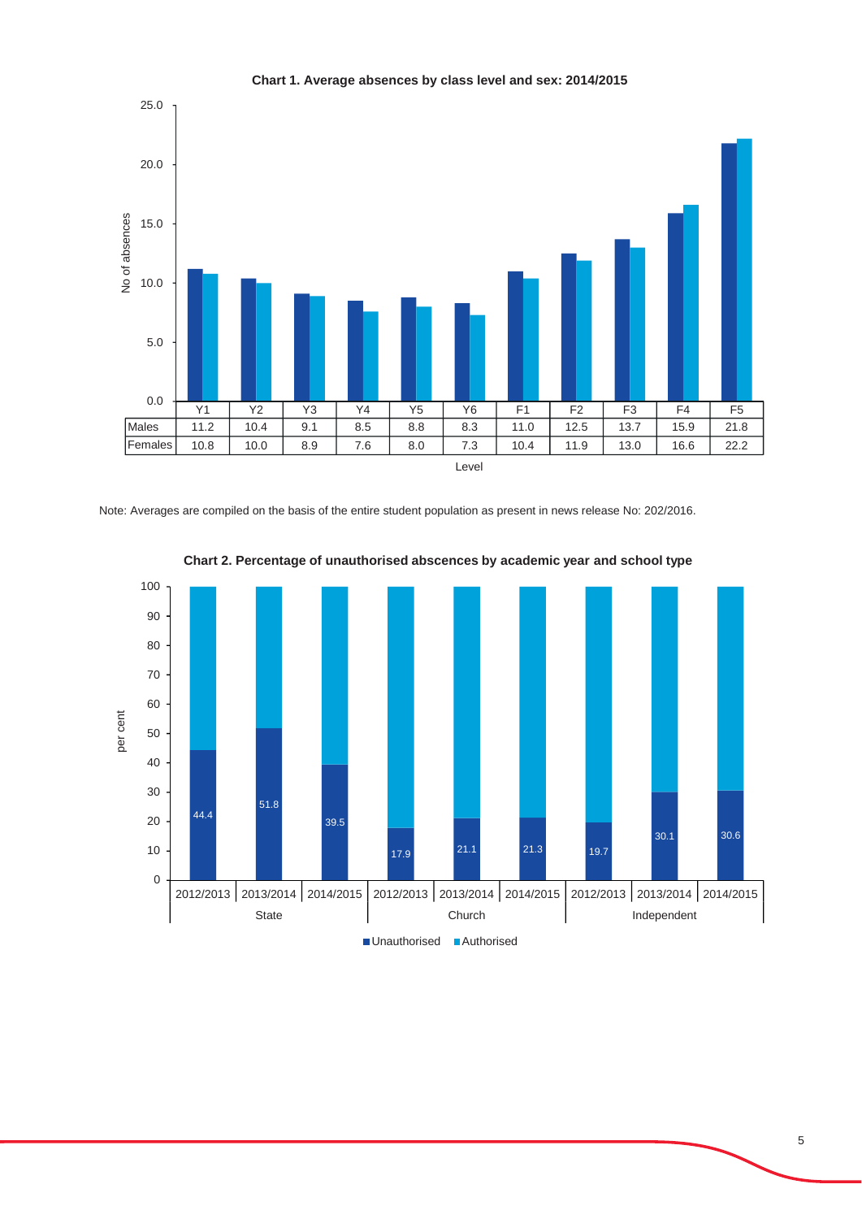**Chart 1. Average absences by class level and sex: 2014/2015**

| Level | Y1 | Y2 | Y3 | Y4 | Y5 | Y6 | F1 | F2 | F3 | F4 | F5 |
|---|---|---|---|---|---|---|---|---|---|---|---|
| Males | 11.2 | 10.4 | 9.1 | 8.5 | 8.8 | 8.3 | 11.0 | 12.5 | 13.7 | 15.9 | 21.8 |
| Females | 10.8 | 10.0 | 8.9 | 7.6 | 8.0 | 7.3 | 10.4 | 11.9 | 13.0 | 16.6 | 22.2 |

Note: Averages are compiled on the basis of the entire student population as present in news release No: 202/2016.

**Chart 2. Percentage of unauthorised abscences by academic year and school type**

| School type | Academic year | Unauthorised (per cent) |
|---|---|---|
| State | 2012/2013 | 44.4 |
| State | 2013/2014 | 51.8 |
| State | 2014/2015 | 39.5 |
| Church | 2012/2013 | 17.9 |
| Church | 2013/2014 | 21.1 |
| Church | 2014/2015 | 21.3 |
| Independent | 2012/2013 | 19.7 |
| Independent | 2013/2014 | 30.1 |
| Independent | 2014/2015 | 30.6 |

Unauthorised / Authorised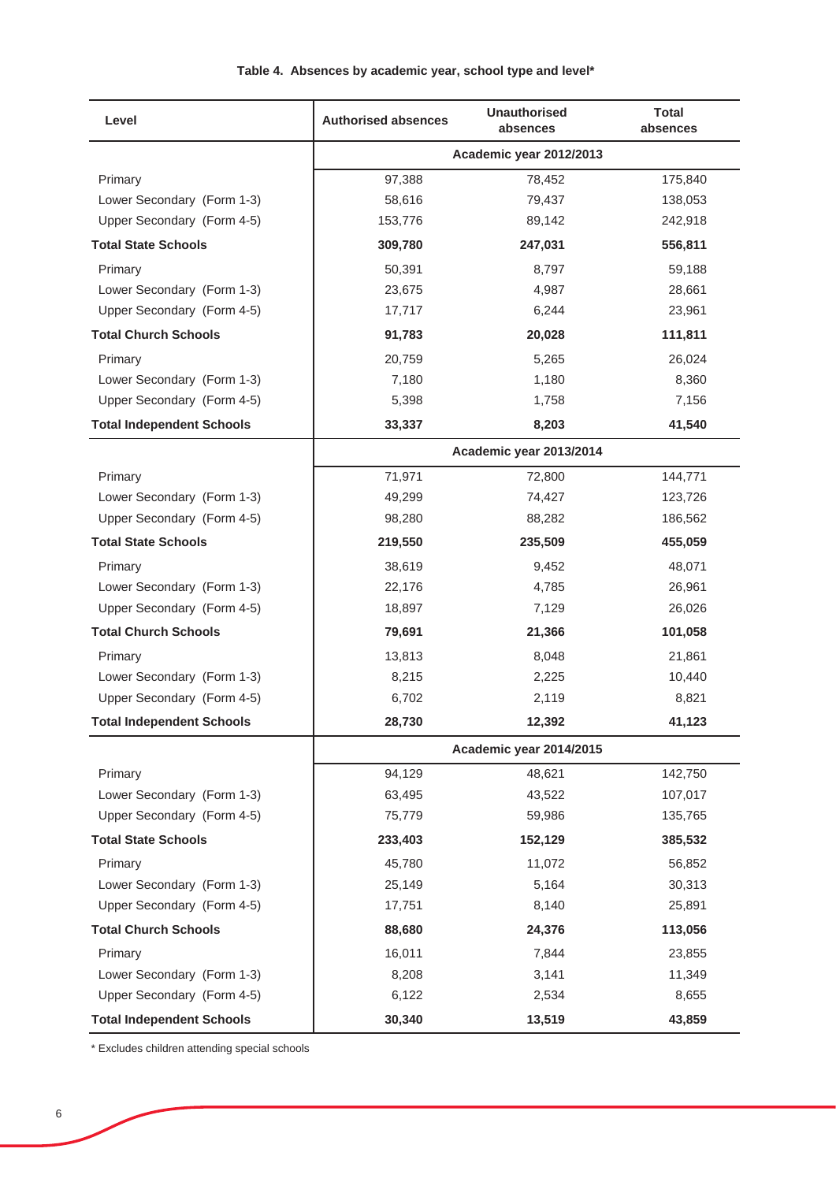**Table 4. Absences by academic year, school type and level***

| Level | Authorised absences | Unauthorised absences | Total absences |
|---|---|---|---|
| | **Academic year 2012/2013** | | |
| Primary | 97,388 | 78,452 | 175,840 |
| Lower Secondary (Form 1-3) | 58,616 | 79,437 | 138,053 |
| Upper Secondary (Form 4-5) | 153,776 | 89,142 | 242,918 |
| **Total State Schools** | **309,780** | **247,031** | **556,811** |
| Primary | 50,391 | 8,797 | 59,188 |
| Lower Secondary (Form 1-3) | 23,675 | 4,987 | 28,661 |
| Upper Secondary (Form 4-5) | 17,717 | 6,244 | 23,961 |
| **Total Church Schools** | **91,783** | **20,028** | **111,811** |
| Primary | 20,759 | 5,265 | 26,024 |
| Lower Secondary (Form 1-3) | 7,180 | 1,180 | 8,360 |
| Upper Secondary (Form 4-5) | 5,398 | 1,758 | 7,156 |
| **Total Independent Schools** | **33,337** | **8,203** | **41,540** |
| | **Academic year 2013/2014** | | |
| Primary | 71,971 | 72,800 | 144,771 |
| Lower Secondary (Form 1-3) | 49,299 | 74,427 | 123,726 |
| Upper Secondary (Form 4-5) | 98,280 | 88,282 | 186,562 |
| **Total State Schools** | **219,550** | **235,509** | **455,059** |
| Primary | 38,619 | 9,452 | 48,071 |
| Lower Secondary (Form 1-3) | 22,176 | 4,785 | 26,961 |
| Upper Secondary (Form 4-5) | 18,897 | 7,129 | 26,026 |
| **Total Church Schools** | **79,691** | **21,366** | **101,058** |
| Primary | 13,813 | 8,048 | 21,861 |
| Lower Secondary (Form 1-3) | 8,215 | 2,225 | 10,440 |
| Upper Secondary (Form 4-5) | 6,702 | 2,119 | 8,821 |
| **Total Independent Schools** | **28,730** | **12,392** | **41,123** |
| | **Academic year 2014/2015** | | |
| Primary | 94,129 | 48,621 | 142,750 |
| Lower Secondary (Form 1-3) | 63,495 | 43,522 | 107,017 |
| Upper Secondary (Form 4-5) | 75,779 | 59,986 | 135,765 |
| **Total State Schools** | **233,403** | **152,129** | **385,532** |
| Primary | 45,780 | 11,072 | 56,852 |
| Lower Secondary (Form 1-3) | 25,149 | 5,164 | 30,313 |
| Upper Secondary (Form 4-5) | 17,751 | 8,140 | 25,891 |
| **Total Church Schools** | **88,680** | **24,376** | **113,056** |
| Primary | 16,011 | 7,844 | 23,855 |
| Lower Secondary (Form 1-3) | 8,208 | 3,141 | 11,349 |
| Upper Secondary (Form 4-5) | 6,122 | 2,534 | 8,655 |
| **Total Independent Schools** | **30,340** | **13,519** | **43,859** |

* Excludes children attending special schools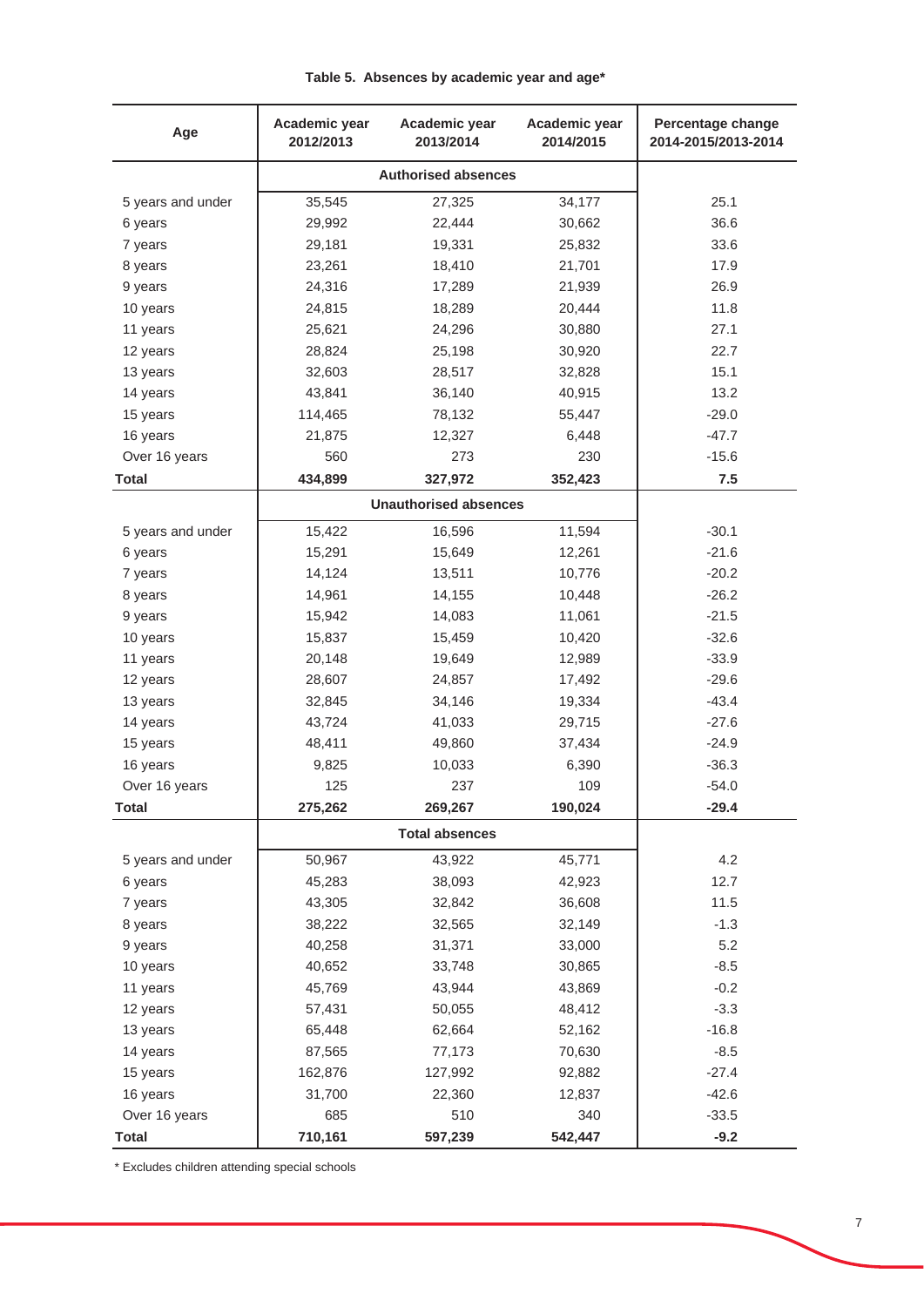**Table 5. Absences by academic year and age***

| Age | Academic year 2012/2013 | Academic year 2013/2014 | Academic year 2014/2015 | Percentage change 2014-2015/2013-2014 |
|---|---|---|---|---|
| | | **Authorised absences** | | |
| 5 years and under | 35,545 | 27,325 | 34,177 | 25.1 |
| 6 years | 29,992 | 22,444 | 30,662 | 36.6 |
| 7 years | 29,181 | 19,331 | 25,832 | 33.6 |
| 8 years | 23,261 | 18,410 | 21,701 | 17.9 |
| 9 years | 24,316 | 17,289 | 21,939 | 26.9 |
| 10 years | 24,815 | 18,289 | 20,444 | 11.8 |
| 11 years | 25,621 | 24,296 | 30,880 | 27.1 |
| 12 years | 28,824 | 25,198 | 30,920 | 22.7 |
| 13 years | 32,603 | 28,517 | 32,828 | 15.1 |
| 14 years | 43,841 | 36,140 | 40,915 | 13.2 |
| 15 years | 114,465 | 78,132 | 55,447 | -29.0 |
| 16 years | 21,875 | 12,327 | 6,448 | -47.7 |
| Over 16 years | 560 | 273 | 230 | -15.6 |
| **Total** | **434,899** | **327,972** | **352,423** | **7.5** |
| | | **Unauthorised absences** | | |
| 5 years and under | 15,422 | 16,596 | 11,594 | -30.1 |
| 6 years | 15,291 | 15,649 | 12,261 | -21.6 |
| 7 years | 14,124 | 13,511 | 10,776 | -20.2 |
| 8 years | 14,961 | 14,155 | 10,448 | -26.2 |
| 9 years | 15,942 | 14,083 | 11,061 | -21.5 |
| 10 years | 15,837 | 15,459 | 10,420 | -32.6 |
| 11 years | 20,148 | 19,649 | 12,989 | -33.9 |
| 12 years | 28,607 | 24,857 | 17,492 | -29.6 |
| 13 years | 32,845 | 34,146 | 19,334 | -43.4 |
| 14 years | 43,724 | 41,033 | 29,715 | -27.6 |
| 15 years | 48,411 | 49,860 | 37,434 | -24.9 |
| 16 years | 9,825 | 10,033 | 6,390 | -36.3 |
| Over 16 years | 125 | 237 | 109 | -54.0 |
| **Total** | **275,262** | **269,267** | **190,024** | **-29.4** |
| | | **Total absences** | | |
| 5 years and under | 50,967 | 43,922 | 45,771 | 4.2 |
| 6 years | 45,283 | 38,093 | 42,923 | 12.7 |
| 7 years | 43,305 | 32,842 | 36,608 | 11.5 |
| 8 years | 38,222 | 32,565 | 32,149 | -1.3 |
| 9 years | 40,258 | 31,371 | 33,000 | 5.2 |
| 10 years | 40,652 | 33,748 | 30,865 | -8.5 |
| 11 years | 45,769 | 43,944 | 43,869 | -0.2 |
| 12 years | 57,431 | 50,055 | 48,412 | -3.3 |
| 13 years | 65,448 | 62,664 | 52,162 | -16.8 |
| 14 years | 87,565 | 77,173 | 70,630 | -8.5 |
| 15 years | 162,876 | 127,992 | 92,882 | -27.4 |
| 16 years | 31,700 | 22,360 | 12,837 | -42.6 |
| Over 16 years | 685 | 510 | 340 | -33.5 |
| **Total** | **710,161** | **597,239** | **542,447** | **-9.2** |

* Excludes children attending special schools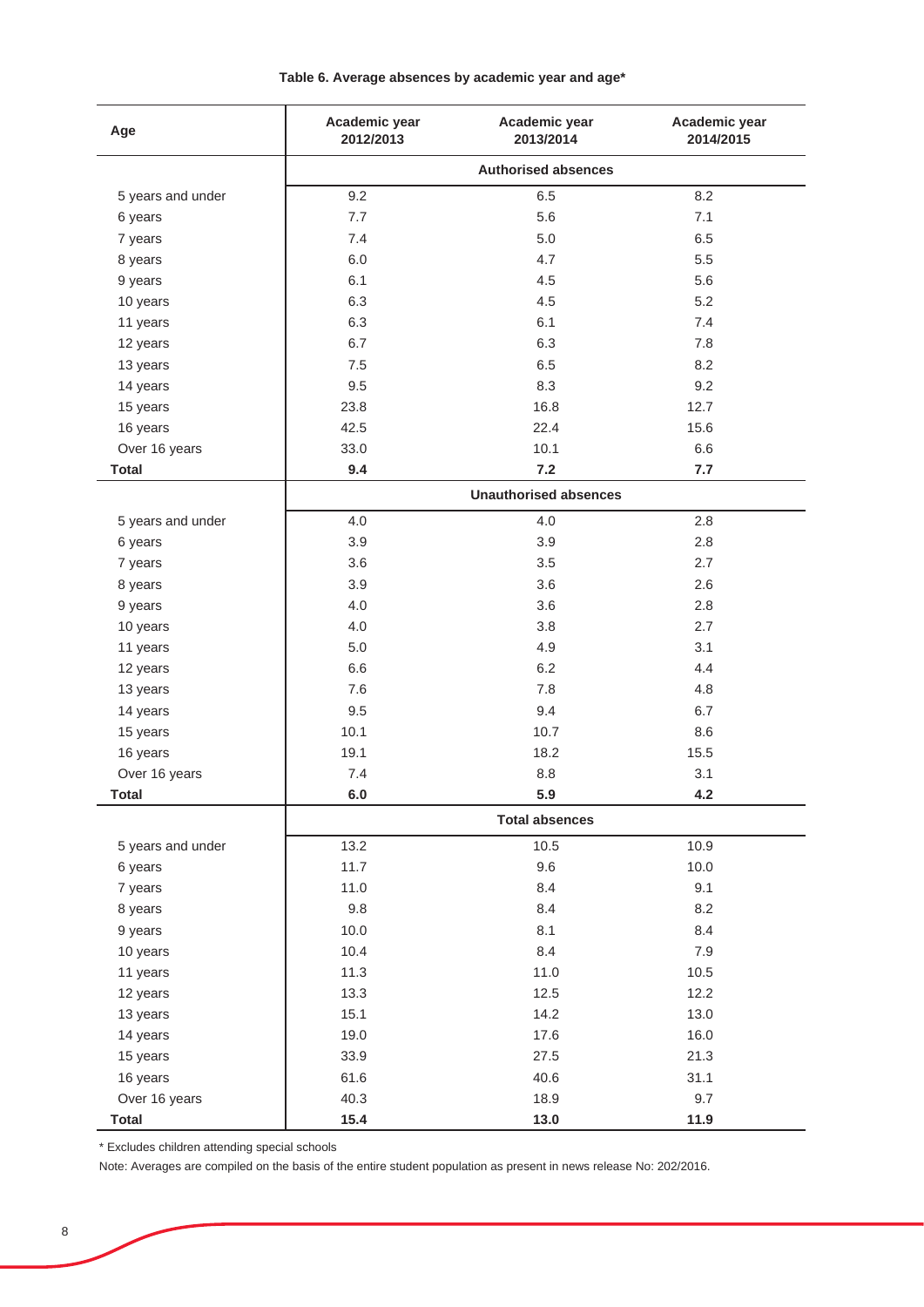**Table 6. Average absences by academic year and age***

| Age | Academic year 2012/2013 | Academic year 2013/2014 | Academic year 2014/2015 |
|---|---|---|---|
| | **Authorised absences** | | |
| 5 years and under | 9.2 | 6.5 | 8.2 |
| 6 years | 7.7 | 5.6 | 7.1 |
| 7 years | 7.4 | 5.0 | 6.5 |
| 8 years | 6.0 | 4.7 | 5.5 |
| 9 years | 6.1 | 4.5 | 5.6 |
| 10 years | 6.3 | 4.5 | 5.2 |
| 11 years | 6.3 | 6.1 | 7.4 |
| 12 years | 6.7 | 6.3 | 7.8 |
| 13 years | 7.5 | 6.5 | 8.2 |
| 14 years | 9.5 | 8.3 | 9.2 |
| 15 years | 23.8 | 16.8 | 12.7 |
| 16 years | 42.5 | 22.4 | 15.6 |
| Over 16 years | 33.0 | 10.1 | 6.6 |
| **Total** | **9.4** | **7.2** | **7.7** |
| | **Unauthorised absences** | | |
| 5 years and under | 4.0 | 4.0 | 2.8 |
| 6 years | 3.9 | 3.9 | 2.8 |
| 7 years | 3.6 | 3.5 | 2.7 |
| 8 years | 3.9 | 3.6 | 2.6 |
| 9 years | 4.0 | 3.6 | 2.8 |
| 10 years | 4.0 | 3.8 | 2.7 |
| 11 years | 5.0 | 4.9 | 3.1 |
| 12 years | 6.6 | 6.2 | 4.4 |
| 13 years | 7.6 | 7.8 | 4.8 |
| 14 years | 9.5 | 9.4 | 6.7 |
| 15 years | 10.1 | 10.7 | 8.6 |
| 16 years | 19.1 | 18.2 | 15.5 |
| Over 16 years | 7.4 | 8.8 | 3.1 |
| **Total** | **6.0** | **5.9** | **4.2** |
| | **Total absences** | | |
| 5 years and under | 13.2 | 10.5 | 10.9 |
| 6 years | 11.7 | 9.6 | 10.0 |
| 7 years | 11.0 | 8.4 | 9.1 |
| 8 years | 9.8 | 8.4 | 8.2 |
| 9 years | 10.0 | 8.1 | 8.4 |
| 10 years | 10.4 | 8.4 | 7.9 |
| 11 years | 11.3 | 11.0 | 10.5 |
| 12 years | 13.3 | 12.5 | 12.2 |
| 13 years | 15.1 | 14.2 | 13.0 |
| 14 years | 19.0 | 17.6 | 16.0 |
| 15 years | 33.9 | 27.5 | 21.3 |
| 16 years | 61.6 | 40.6 | 31.1 |
| Over 16 years | 40.3 | 18.9 | 9.7 |
| **Total** | **15.4** | **13.0** | **11.9** |

\* Excludes children attending special schools

Note: Averages are compiled on the basis of the entire student population as present in news release No: 202/2016.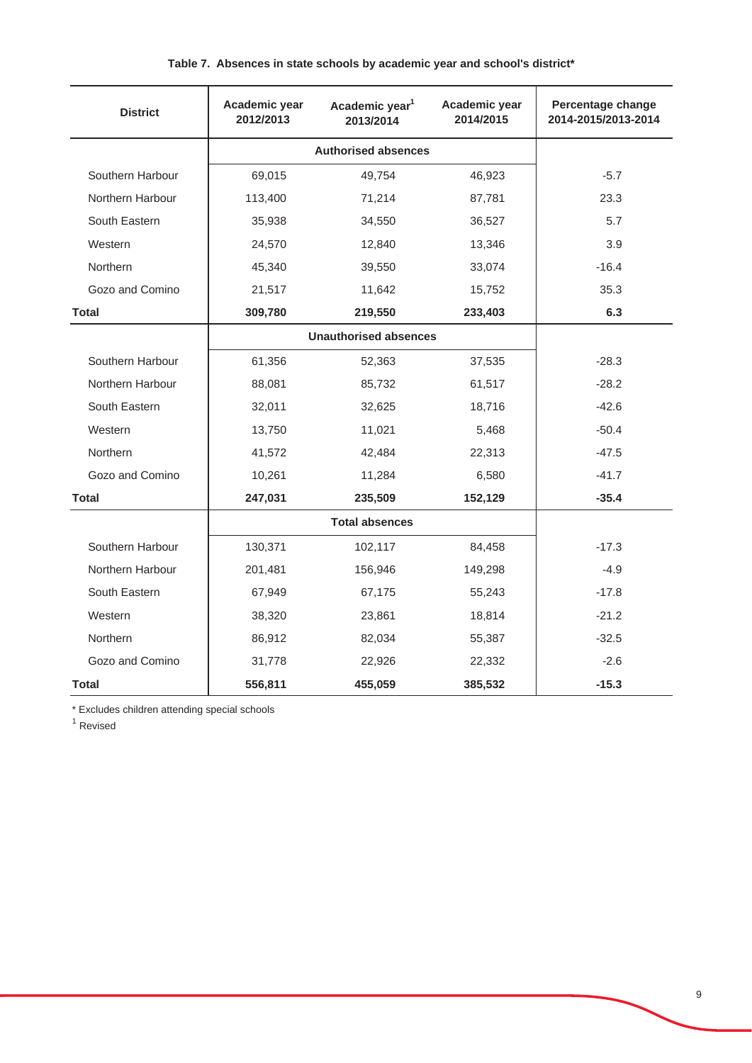**Table 7. Absences in state schools by academic year and school's district***

| District | Academic year 2012/2013 | Academic year[1] 2013/2014 | Academic year 2014/2015 | Percentage change 2014-2015/2013-2014 |
|---|---|---|---|---|
| | | **Authorised absences** | | |
| Southern Harbour | 69,015 | 49,754 | 46,923 | -5.7 |
| Northern Harbour | 113,400 | 71,214 | 87,781 | 23.3 |
| South Eastern | 35,938 | 34,550 | 36,527 | 5.7 |
| Western | 24,570 | 12,840 | 13,346 | 3.9 |
| Northern | 45,340 | 39,550 | 33,074 | -16.4 |
| Gozo and Comino | 21,517 | 11,642 | 15,752 | 35.3 |
| **Total** | **309,780** | **219,550** | **233,403** | **6.3** |
| | | **Unauthorised absences** | | |
| Southern Harbour | 61,356 | 52,363 | 37,535 | -28.3 |
| Northern Harbour | 88,081 | 85,732 | 61,517 | -28.2 |
| South Eastern | 32,011 | 32,625 | 18,716 | -42.6 |
| Western | 13,750 | 11,021 | 5,468 | -50.4 |
| Northern | 41,572 | 42,484 | 22,313 | -47.5 |
| Gozo and Comino | 10,261 | 11,284 | 6,580 | -41.7 |
| **Total** | **247,031** | **235,509** | **152,129** | **-35.4** |
| | | **Total absences** | | |
| Southern Harbour | 130,371 | 102,117 | 84,458 | -17.3 |
| Northern Harbour | 201,481 | 156,946 | 149,298 | -4.9 |
| South Eastern | 67,949 | 67,175 | 55,243 | -17.8 |
| Western | 38,320 | 23,861 | 18,814 | -21.2 |
| Northern | 86,912 | 82,034 | 55,387 | -32.5 |
| Gozo and Comino | 31,778 | 22,926 | 22,332 | -2.6 |
| **Total** | **556,811** | **455,059** | **385,532** | **-15.3** |

* Excludes children attending special schools

[1] Revised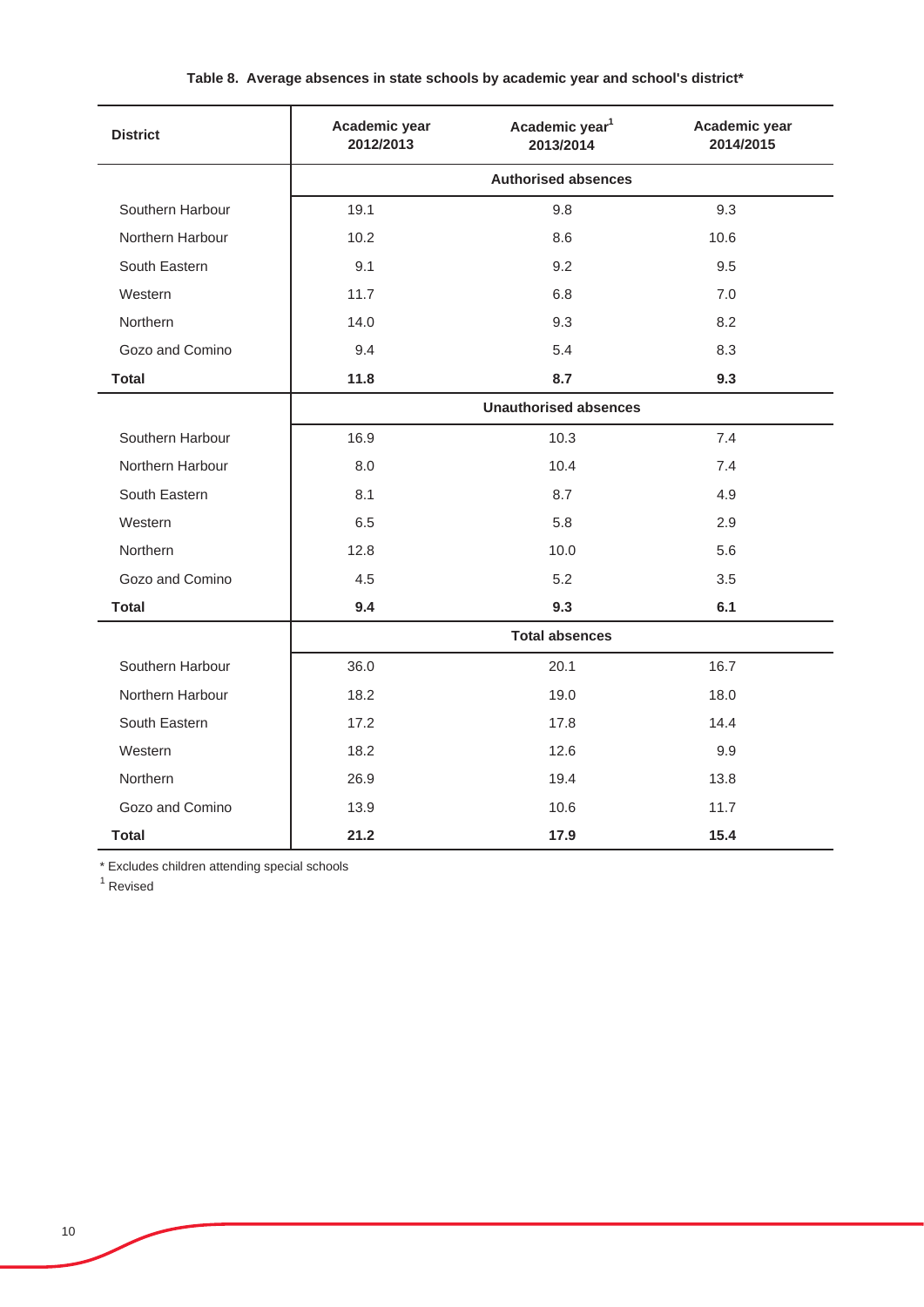**Table 8. Average absences in state schools by academic year and school's district***

| District | Academic year 2012/2013 | Academic year[1] 2013/2014 | Academic year 2014/2015 |
|---|---|---|---|
| | **Authorised absences** | | |
| Southern Harbour | 19.1 | 9.8 | 9.3 |
| Northern Harbour | 10.2 | 8.6 | 10.6 |
| South Eastern | 9.1 | 9.2 | 9.5 |
| Western | 11.7 | 6.8 | 7.0 |
| Northern | 14.0 | 9.3 | 8.2 |
| Gozo and Comino | 9.4 | 5.4 | 8.3 |
| **Total** | **11.8** | **8.7** | **9.3** |
| | **Unauthorised absences** | | |
| Southern Harbour | 16.9 | 10.3 | 7.4 |
| Northern Harbour | 8.0 | 10.4 | 7.4 |
| South Eastern | 8.1 | 8.7 | 4.9 |
| Western | 6.5 | 5.8 | 2.9 |
| Northern | 12.8 | 10.0 | 5.6 |
| Gozo and Comino | 4.5 | 5.2 | 3.5 |
| **Total** | **9.4** | **9.3** | **6.1** |
| | **Total absences** | | |
| Southern Harbour | 36.0 | 20.1 | 16.7 |
| Northern Harbour | 18.2 | 19.0 | 18.0 |
| South Eastern | 17.2 | 17.8 | 14.4 |
| Western | 18.2 | 12.6 | 9.9 |
| Northern | 26.9 | 19.4 | 13.8 |
| Gozo and Comino | 13.9 | 10.6 | 11.7 |
| **Total** | **21.2** | **17.9** | **15.4** |

* Excludes children attending special schools

[1] Revised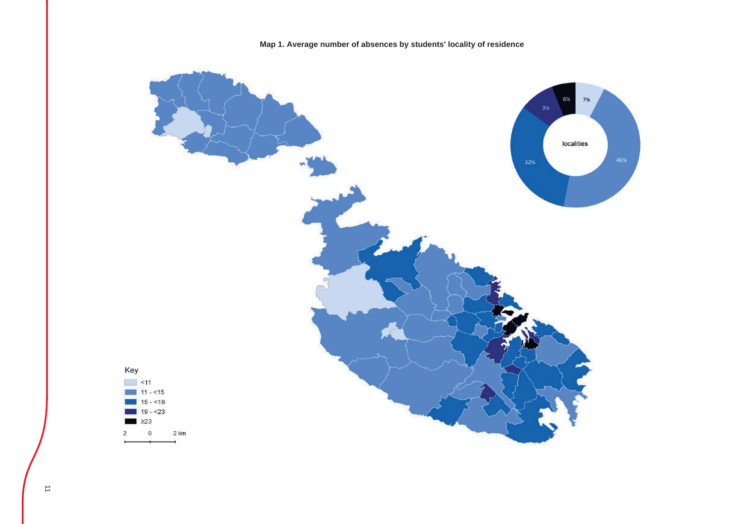**Map 1. Average number of absences by students' locality of residence**

Key

- <11
- 11 - <15
- 15 - <19
- 19 - <23
- ≥23

2 0 2 km

localities

7%

46%

32%

9%

6%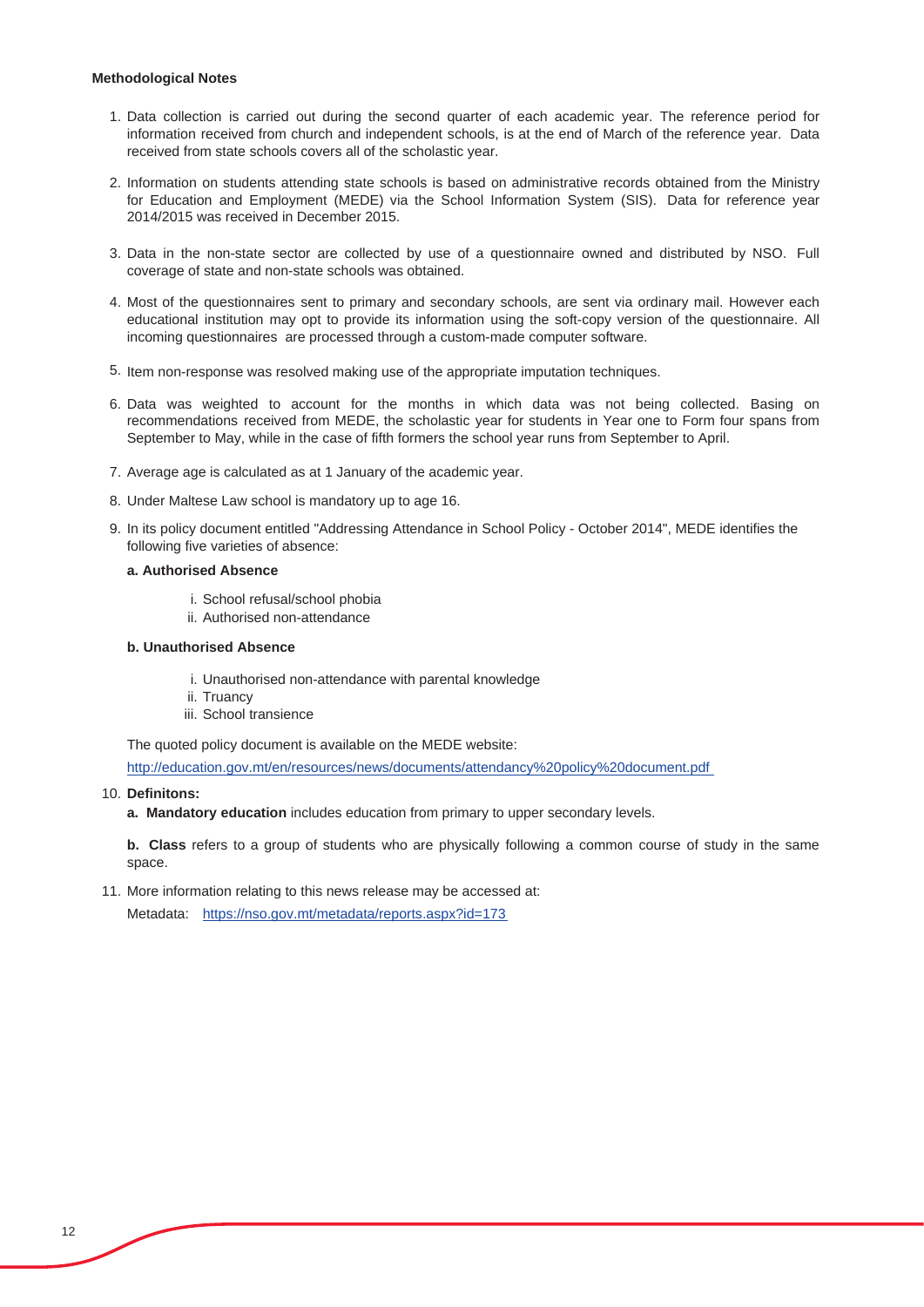**Methodological Notes**

1. Data collection is carried out during the second quarter of each academic year. The reference period for information received from church and independent schools, is at the end of March of the reference year. Data received from state schools covers all of the scholastic year.

2. Information on students attending state schools is based on administrative records obtained from the Ministry for Education and Employment (MEDE) via the School Information System (SIS). Data for reference year 2014/2015 was received in December 2015.

3. Data in the non-state sector are collected by use of a questionnaire owned and distributed by NSO. Full coverage of state and non-state schools was obtained.

4. Most of the questionnaires sent to primary and secondary schools, are sent via ordinary mail. However each educational institution may opt to provide its information using the soft-copy version of the questionnaire. All incoming questionnaires are processed through a custom-made computer software.

5. Item non-response was resolved making use of the appropriate imputation techniques.

6. Data was weighted to account for the months in which data was not being collected. Basing on recommendations received from MEDE, the scholastic year for students in Year one to Form four spans from September to May, while in the case of fifth formers the school year runs from September to April.

7. Average age is calculated as at 1 January of the academic year.

8. Under Maltese Law school is mandatory up to age 16.

9. In its policy document entitled "Addressing Attendance in School Policy - October 2014", MEDE identifies the following five varieties of absence:

   **a. Authorised Absence**

   i. School refusal/school phobia
   ii. Authorised non-attendance

   **b. Unauthorised Absence**

   i. Unauthorised non-attendance with parental knowledge
   ii. Truancy
   iii. School transience

   The quoted policy document is available on the MEDE website:

   http://education.gov.mt/en/resources/news/documents/attendancy%20policy%20document.pdf

10. **Definitons:**

    **a. Mandatory education** includes education from primary to upper secondary levels.

    **b. Class** refers to a group of students who are physically following a common course of study in the same space.

11. More information relating to this news release may be accessed at:

    Metadata: https://nso.gov.mt/metadata/reports.aspx?id=173